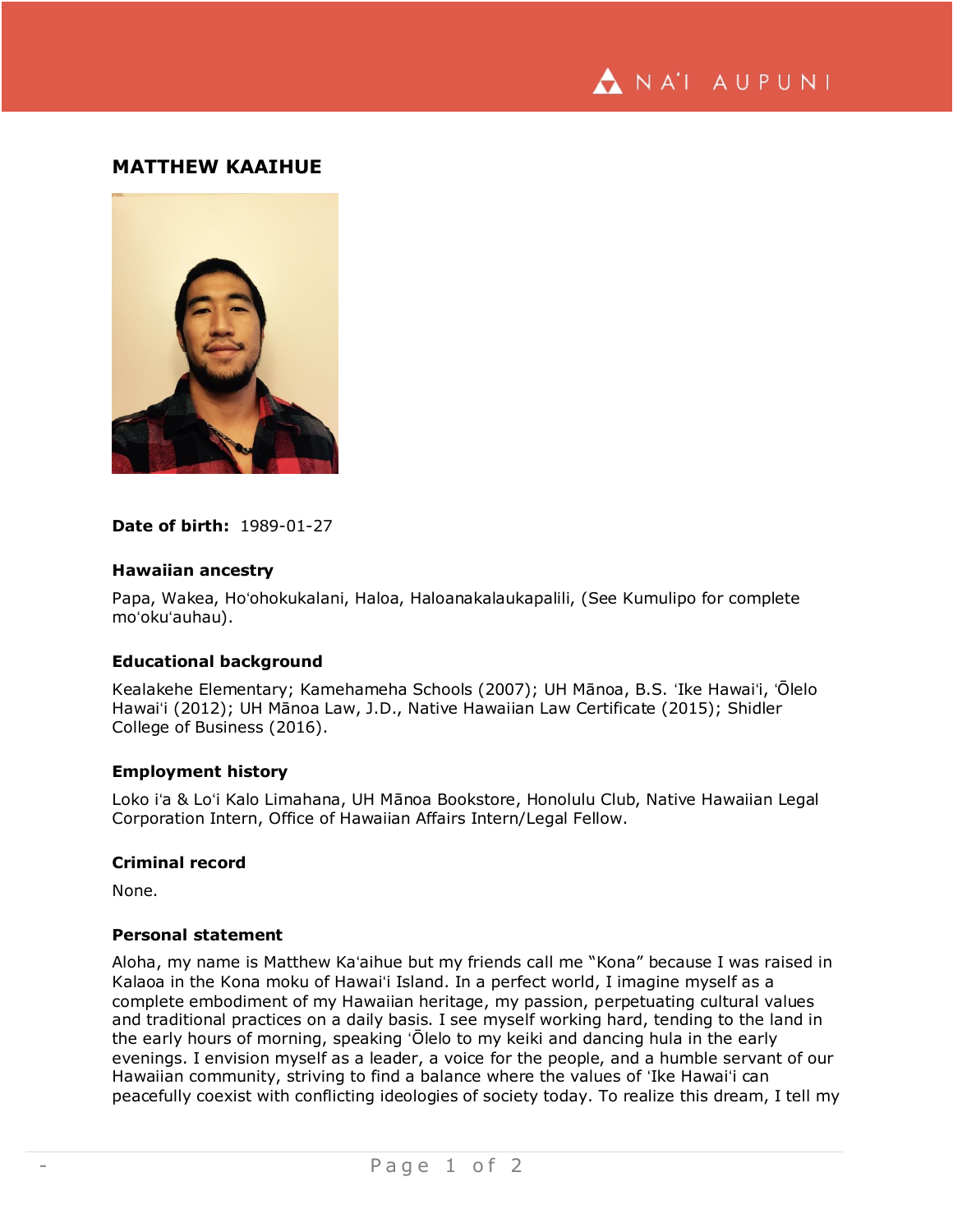# MATTHEW KAAIHUE

**Date of birth:** 1989-01-27

**Hawaiian ancestry**

Papa, Wakea, Hoʻohokukalani, Haloa, Haloanakalaukapalili, (See Kumulipo for complete moʻokuʻauhau).

**Educational background**

Kealakehe Elementary; Kamehameha Schools (2007); UH Mānoa, B.S. ʻIke Hawaiʻi, ʻŌlelo Hawaiʻi (2012); UH Mānoa Law, J.D., Native Hawaiian Law Certificate (2015); Shidler College of Business (2016).

**Employment history**

Loko iʻa & Loʻi Kalo Limahana, UH Mānoa Bookstore, Honolulu Club, Native Hawaiian Legal Corporation Intern, Office of Hawaiian Affairs Intern/Legal Fellow.

**Criminal record**

None.

**Personal statement**

Aloha, my name is Matthew Kaʻaihue but my friends call me "Kona" because I was raised in Kalaoa in the Kona moku of Hawaiʻi Island. In a perfect world, I imagine myself as a complete embodiment of my Hawaiian heritage, my passion, perpetuating cultural values and traditional practices on a daily basis. I see myself working hard, tending to the land in the early hours of morning, speaking ʻŌlelo to my keiki and dancing hula in the early evenings. I envision myself as a leader, a voice for the people, and a humble servant of our Hawaiian community, striving to find a balance where the values of ʻIke Hawaiʻi can peacefully coexist with conflicting ideologies of society today. To realize this dream, I tell my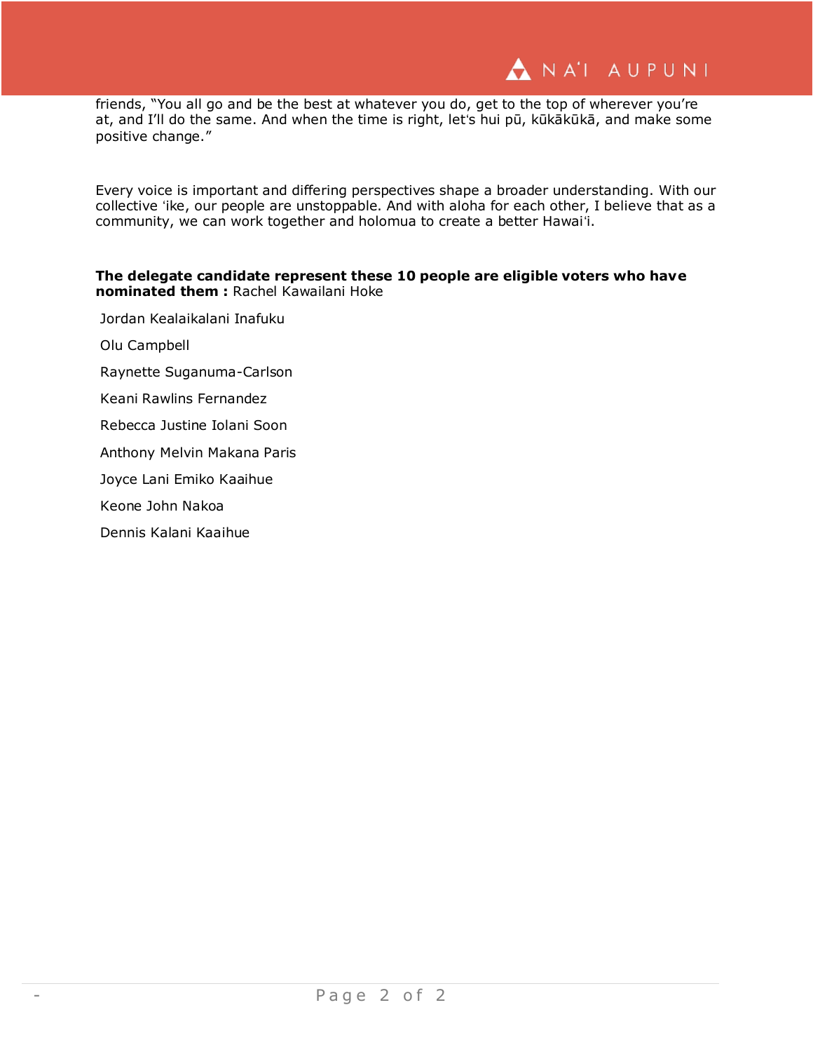friends, "You all go and be the best at whatever you do, get to the top of wherever you're at, and I'll do the same. And when the time is right, let's hui pū, kūkākūkā, and make some positive change."

Every voice is important and differing perspectives shape a broader understanding. With our collective ʻike, our people are unstoppable. And with aloha for each other, I believe that as a community, we can work together and holomua to create a better Hawaiʻi.

**The delegate candidate represent these 10 people are eligible voters who have nominated them :** Rachel Kawailani Hoke

Jordan Kealaikalani Inafuku

Olu Campbell

Raynette Suganuma-Carlson

Keani Rawlins Fernandez

Rebecca Justine Iolani Soon

Anthony Melvin Makana Paris

Joyce Lani Emiko Kaaihue

Keone John Nakoa

Dennis Kalani Kaaihue